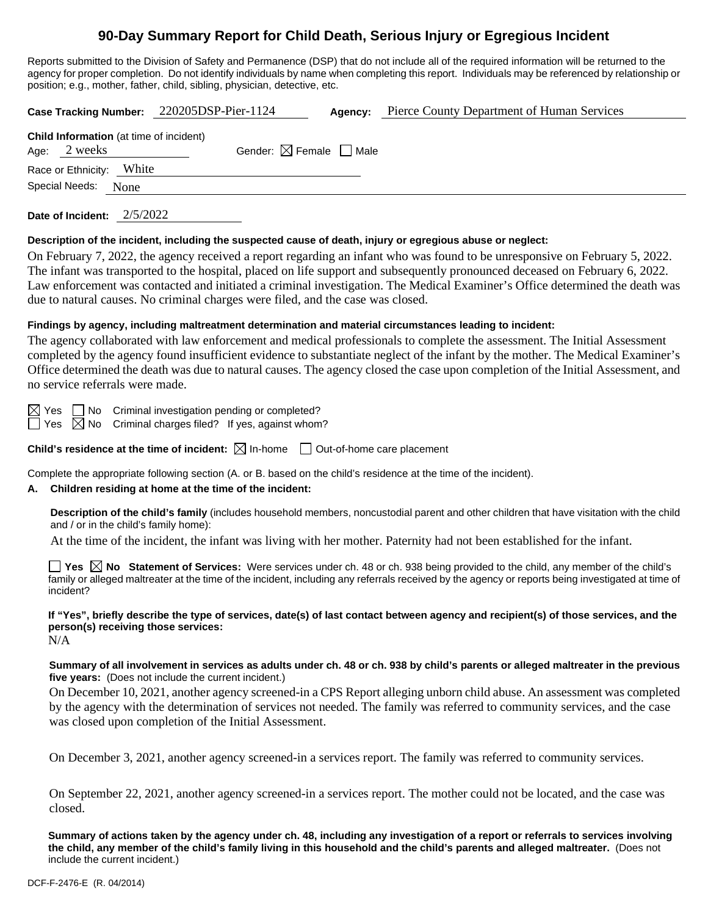# 90-Day Summary Report for Child Death, Serious Injury or Egregious Incident

Reports submitted to the Division of Safety and Permanence (DSP) that do not include all of the required information will be returned to the agency for proper completion. Do not identify individuals by name when completing this report. Individuals may be referenced by relationship or position; e.g., mother, father, child, sibling, physician, detective, etc.

**Case Tracking Number:** 220205DSP-Pier-1124 **Agency:** Pierce County Department of Human Services

**Child Information** (at time of incident)

Age: 2 weeks Gender: ☒ Female ☐ Male

Race or Ethnicity: White

Special Needs: None

**Date of Incident:** 2/5/2022

**Description of the incident, including the suspected cause of death, injury or egregious abuse or neglect:**

On February 7, 2022, the agency received a report regarding an infant who was found to be unresponsive on February 5, 2022. The infant was transported to the hospital, placed on life support and subsequently pronounced deceased on February 6, 2022. Law enforcement was contacted and initiated a criminal investigation. The Medical Examiner's Office determined the death was due to natural causes. No criminal charges were filed, and the case was closed.

**Findings by agency, including maltreatment determination and material circumstances leading to incident:**

The agency collaborated with law enforcement and medical professionals to complete the assessment. The Initial Assessment completed by the agency found insufficient evidence to substantiate neglect of the infant by the mother. The Medical Examiner's Office determined the death was due to natural causes. The agency closed the case upon completion of the Initial Assessment, and no service referrals were made.

☒ Yes ☐ No Criminal investigation pending or completed?

☐ Yes ☒ No Criminal charges filed? If yes, against whom?

**Child's residence at the time of incident:** ☒ In-home ☐ Out-of-home care placement

Complete the appropriate following section (A. or B. based on the child's residence at the time of the incident).

**A. Children residing at home at the time of the incident:**

**Description of the child's family** (includes household members, noncustodial parent and other children that have visitation with the child and / or in the child's family home):

At the time of the incident, the infant was living with her mother. Paternity had not been established for the infant.

☐ **Yes** ☒ **No Statement of Services:** Were services under ch. 48 or ch. 938 being provided to the child, any member of the child's family or alleged maltreater at the time of the incident, including any referrals received by the agency or reports being investigated at time of incident?

**If "Yes", briefly describe the type of services, date(s) of last contact between agency and recipient(s) of those services, and the person(s) receiving those services:**

N/A

**Summary of all involvement in services as adults under ch. 48 or ch. 938 by child's parents or alleged maltreater in the previous five years:** (Does not include the current incident.)

On December 10, 2021, another agency screened-in a CPS Report alleging unborn child abuse. An assessment was completed by the agency with the determination of services not needed. The family was referred to community services, and the case was closed upon completion of the Initial Assessment.

On December 3, 2021, another agency screened-in a services report. The family was referred to community services.

On September 22, 2021, another agency screened-in a services report. The mother could not be located, and the case was closed.

**Summary of actions taken by the agency under ch. 48, including any investigation of a report or referrals to services involving the child, any member of the child's family living in this household and the child's parents and alleged maltreater.** (Does not include the current incident.)

DCF-F-2476-E (R. 04/2014)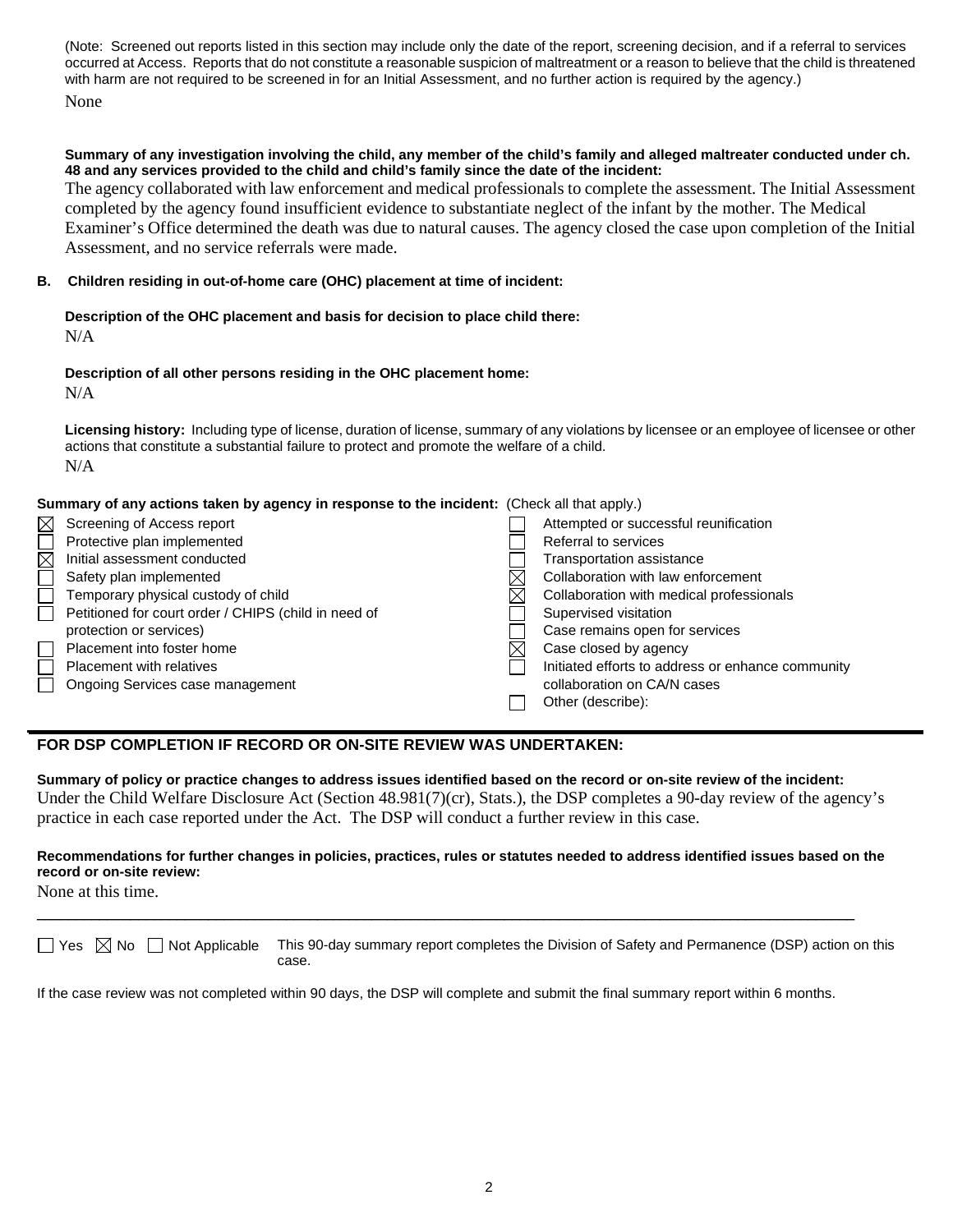(Note: Screened out reports listed in this section may include only the date of the report, screening decision, and if a referral to services occurred at Access. Reports that do not constitute a reasonable suspicion of maltreatment or a reason to believe that the child is threatened with harm are not required to be screened in for an Initial Assessment, and no further action is required by the agency.)

None

**Summary of any investigation involving the child, any member of the child's family and alleged maltreater conducted under ch. 48 and any services provided to the child and child's family since the date of the incident:**

The agency collaborated with law enforcement and medical professionals to complete the assessment. The Initial Assessment completed by the agency found insufficient evidence to substantiate neglect of the infant by the mother. The Medical Examiner's Office determined the death was due to natural causes. The agency closed the case upon completion of the Initial Assessment, and no service referrals were made.

**B. Children residing in out-of-home care (OHC) placement at time of incident:**

**Description of the OHC placement and basis for decision to place child there:**

N/A

**Description of all other persons residing in the OHC placement home:**

N/A

**Licensing history:** Including type of license, duration of license, summary of any violations by licensee or an employee of licensee or other actions that constitute a substantial failure to protect and promote the welfare of a child.

N/A

**Summary of any actions taken by agency in response to the incident:** (Check all that apply.)

- ☒ Screening of Access report
- ☐ Protective plan implemented
- ☒ Initial assessment conducted
- ☐ Safety plan implemented
- ☐ Temporary physical custody of child
- ☐ Petitioned for court order / CHIPS (child in need of protection or services)
- ☐ Placement into foster home
- ☐ Placement with relatives
- ☐ Ongoing Services case management
- ☐ Attempted or successful reunification
- ☐ Referral to services
- ☐ Transportation assistance
- ☒ Collaboration with law enforcement
- ☒ Collaboration with medical professionals
- ☐ Supervised visitation
- ☐ Case remains open for services
- ☒ Case closed by agency
- ☐ Initiated efforts to address or enhance community collaboration on CA/N cases
- ☐ Other (describe):

## FOR DSP COMPLETION IF RECORD OR ON-SITE REVIEW WAS UNDERTAKEN:

**Summary of policy or practice changes to address issues identified based on the record or on-site review of the incident:**

Under the Child Welfare Disclosure Act (Section 48.981(7)(cr), Stats.), the DSP completes a 90-day review of the agency's practice in each case reported under the Act. The DSP will conduct a further review in this case.

**Recommendations for further changes in policies, practices, rules or statutes needed to address identified issues based on the record or on-site review:**

None at this time.

---

☐ Yes ☒ No ☐ Not Applicable This 90-day summary report completes the Division of Safety and Permanence (DSP) action on this case.

If the case review was not completed within 90 days, the DSP will complete and submit the final summary report within 6 months.